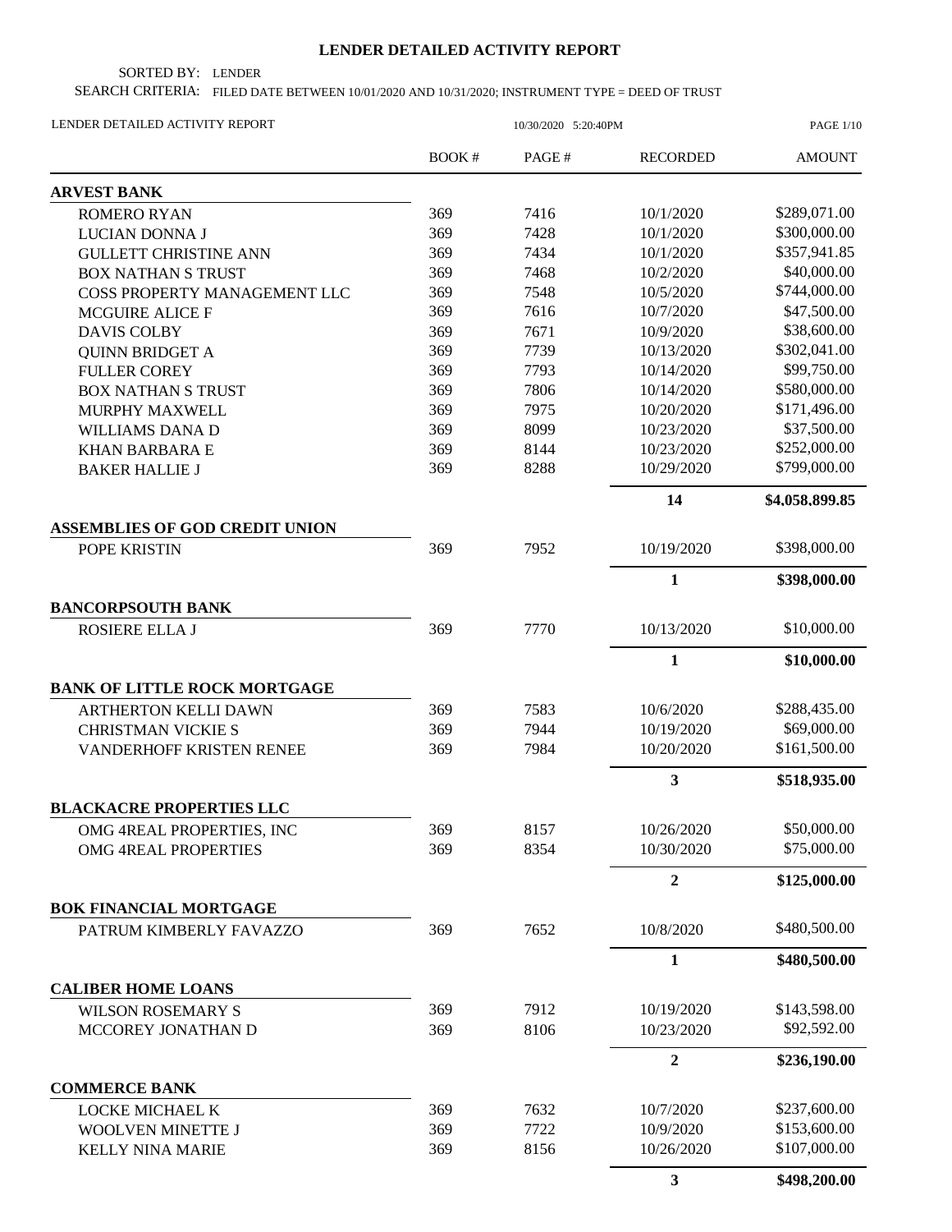# LENDER DETAILED ACTIVITY REPORT

SORTED BY: LENDER

SEARCH CRITERIA: FILED DATE BETWEEN 10/01/2020 AND 10/31/2020; INSTRUMENT TYPE = DEED OF TRUST

LENDER DETAILED ACTIVITY REPORT 10/30/2020 5:20:40PM

| | BOOK # | PAGE # | RECORDED | AMOUNT |
|---|---|---|---|---|
| **ARVEST BANK** | | | | |
| ROMERO RYAN | 369 | 7416 | 10/1/2020 | \$289,071.00 |
| LUCIAN DONNA J | 369 | 7428 | 10/1/2020 | \$300,000.00 |
| GULLETT CHRISTINE ANN | 369 | 7434 | 10/1/2020 | \$357,941.85 |
| BOX NATHAN S TRUST | 369 | 7468 | 10/2/2020 | \$40,000.00 |
| COSS PROPERTY MANAGEMENT LLC | 369 | 7548 | 10/5/2020 | \$744,000.00 |
| MCGUIRE ALICE F | 369 | 7616 | 10/7/2020 | \$47,500.00 |
| DAVIS COLBY | 369 | 7671 | 10/9/2020 | \$38,600.00 |
| QUINN BRIDGET A | 369 | 7739 | 10/13/2020 | \$302,041.00 |
| FULLER COREY | 369 | 7793 | 10/14/2020 | \$99,750.00 |
| BOX NATHAN S TRUST | 369 | 7806 | 10/14/2020 | \$580,000.00 |
| MURPHY MAXWELL | 369 | 7975 | 10/20/2020 | \$171,496.00 |
| WILLIAMS DANA D | 369 | 8099 | 10/23/2020 | \$37,500.00 |
| KHAN BARBARA E | 369 | 8144 | 10/23/2020 | \$252,000.00 |
| BAKER HALLIE J | 369 | 8288 | 10/29/2020 | \$799,000.00 |
| | | | **14** | **\$4,058,899.85** |
| **ASSEMBLIES OF GOD CREDIT UNION** | | | | |
| POPE KRISTIN | 369 | 7952 | 10/19/2020 | \$398,000.00 |
| | | | **1** | **\$398,000.00** |
| **BANCORPSOUTH BANK** | | | | |
| ROSIERE ELLA J | 369 | 7770 | 10/13/2020 | \$10,000.00 |
| | | | **1** | **\$10,000.00** |
| **BANK OF LITTLE ROCK MORTGAGE** | | | | |
| ARTHERTON KELLI DAWN | 369 | 7583 | 10/6/2020 | \$288,435.00 |
| CHRISTMAN VICKIE S | 369 | 7944 | 10/19/2020 | \$69,000.00 |
| VANDERHOFF KRISTEN RENEE | 369 | 7984 | 10/20/2020 | \$161,500.00 |
| | | | **3** | **\$518,935.00** |
| **BLACKACRE PROPERTIES LLC** | | | | |
| OMG 4REAL PROPERTIES, INC | 369 | 8157 | 10/26/2020 | \$50,000.00 |
| OMG 4REAL PROPERTIES | 369 | 8354 | 10/30/2020 | \$75,000.00 |
| | | | **2** | **\$125,000.00** |
| **BOK FINANCIAL MORTGAGE** | | | | |
| PATRUM KIMBERLY FAVAZZO | 369 | 7652 | 10/8/2020 | \$480,500.00 |
| | | | **1** | **\$480,500.00** |
| **CALIBER HOME LOANS** | | | | |
| WILSON ROSEMARY S | 369 | 7912 | 10/19/2020 | \$143,598.00 |
| MCCOREY JONATHAN D | 369 | 8106 | 10/23/2020 | \$92,592.00 |
| | | | **2** | **\$236,190.00** |
| **COMMERCE BANK** | | | | |
| LOCKE MICHAEL K | 369 | 7632 | 10/7/2020 | \$237,600.00 |
| WOOLVEN MINETTE J | 369 | 7722 | 10/9/2020 | \$153,600.00 |
| KELLY NINA MARIE | 369 | 8156 | 10/26/2020 | \$107,000.00 |
| | | | **3** | **\$498,200.00** |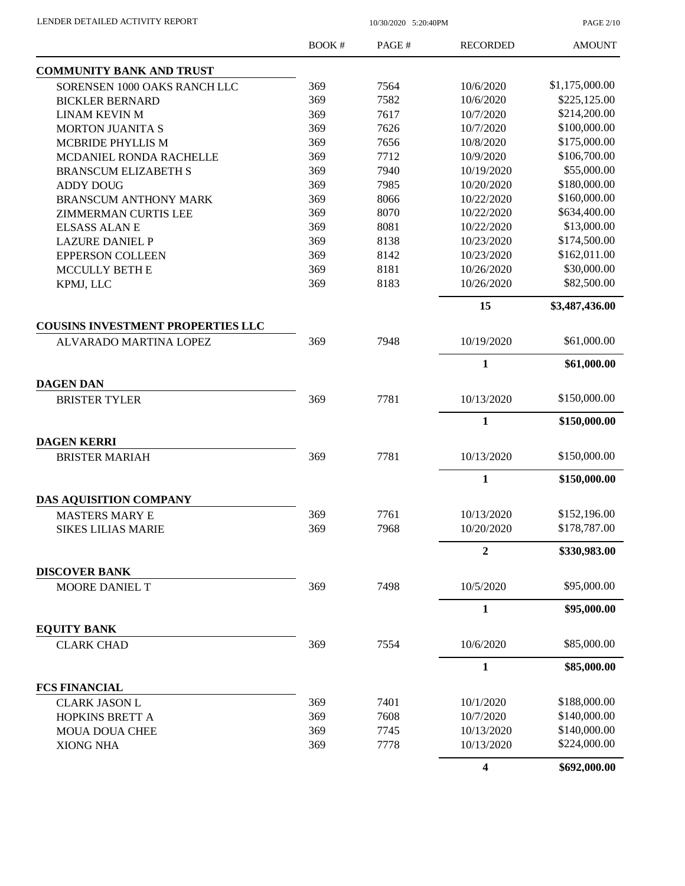| | BOOK # | PAGE # | RECORDED | AMOUNT |
|---|---|---|---|---|
| **COMMUNITY BANK AND TRUST** | | | | |
| SORENSEN 1000 OAKS RANCH LLC | 369 | 7564 | 10/6/2020 | $1,175,000.00 |
| BICKLER BERNARD | 369 | 7582 | 10/6/2020 | $225,125.00 |
| LINAM KEVIN M | 369 | 7617 | 10/7/2020 | $214,200.00 |
| MORTON JUANITA S | 369 | 7626 | 10/7/2020 | $100,000.00 |
| MCBRIDE PHYLLIS M | 369 | 7656 | 10/8/2020 | $175,000.00 |
| MCDANIEL RONDA RACHELLE | 369 | 7712 | 10/9/2020 | $106,700.00 |
| BRANSCUM ELIZABETH S | 369 | 7940 | 10/19/2020 | $55,000.00 |
| ADDY DOUG | 369 | 7985 | 10/20/2020 | $180,000.00 |
| BRANSCUM ANTHONY MARK | 369 | 8066 | 10/22/2020 | $160,000.00 |
| ZIMMERMAN CURTIS LEE | 369 | 8070 | 10/22/2020 | $634,400.00 |
| ELSASS ALAN E | 369 | 8081 | 10/22/2020 | $13,000.00 |
| LAZURE DANIEL P | 369 | 8138 | 10/23/2020 | $174,500.00 |
| EPPERSON COLLEEN | 369 | 8142 | 10/23/2020 | $162,011.00 |
| MCCULLY BETH E | 369 | 8181 | 10/26/2020 | $30,000.00 |
| KPMJ, LLC | 369 | 8183 | 10/26/2020 | $82,500.00 |
| | | | **15** | **$3,487,436.00** |
| **COUSINS INVESTMENT PROPERTIES LLC** | | | | |
| ALVARADO MARTINA LOPEZ | 369 | 7948 | 10/19/2020 | $61,000.00 |
| | | | **1** | **$61,000.00** |
| **DAGEN DAN** | | | | |
| BRISTER TYLER | 369 | 7781 | 10/13/2020 | $150,000.00 |
| | | | **1** | **$150,000.00** |
| **DAGEN KERRI** | | | | |
| BRISTER MARIAH | 369 | 7781 | 10/13/2020 | $150,000.00 |
| | | | **1** | **$150,000.00** |
| **DAS AQUISITION COMPANY** | | | | |
| MASTERS MARY E | 369 | 7761 | 10/13/2020 | $152,196.00 |
| SIKES LILIAS MARIE | 369 | 7968 | 10/20/2020 | $178,787.00 |
| | | | **2** | **$330,983.00** |
| **DISCOVER BANK** | | | | |
| MOORE DANIEL T | 369 | 7498 | 10/5/2020 | $95,000.00 |
| | | | **1** | **$95,000.00** |
| **EQUITY BANK** | | | | |
| CLARK CHAD | 369 | 7554 | 10/6/2020 | $85,000.00 |
| | | | **1** | **$85,000.00** |
| **FCS FINANCIAL** | | | | |
| CLARK JASON L | 369 | 7401 | 10/1/2020 | $188,000.00 |
| HOPKINS BRETT A | 369 | 7608 | 10/7/2020 | $140,000.00 |
| MOUA DOUA CHEE | 369 | 7745 | 10/13/2020 | $140,000.00 |
| XIONG NHA | 369 | 7778 | 10/13/2020 | $224,000.00 |
| | | | **4** | **$692,000.00** |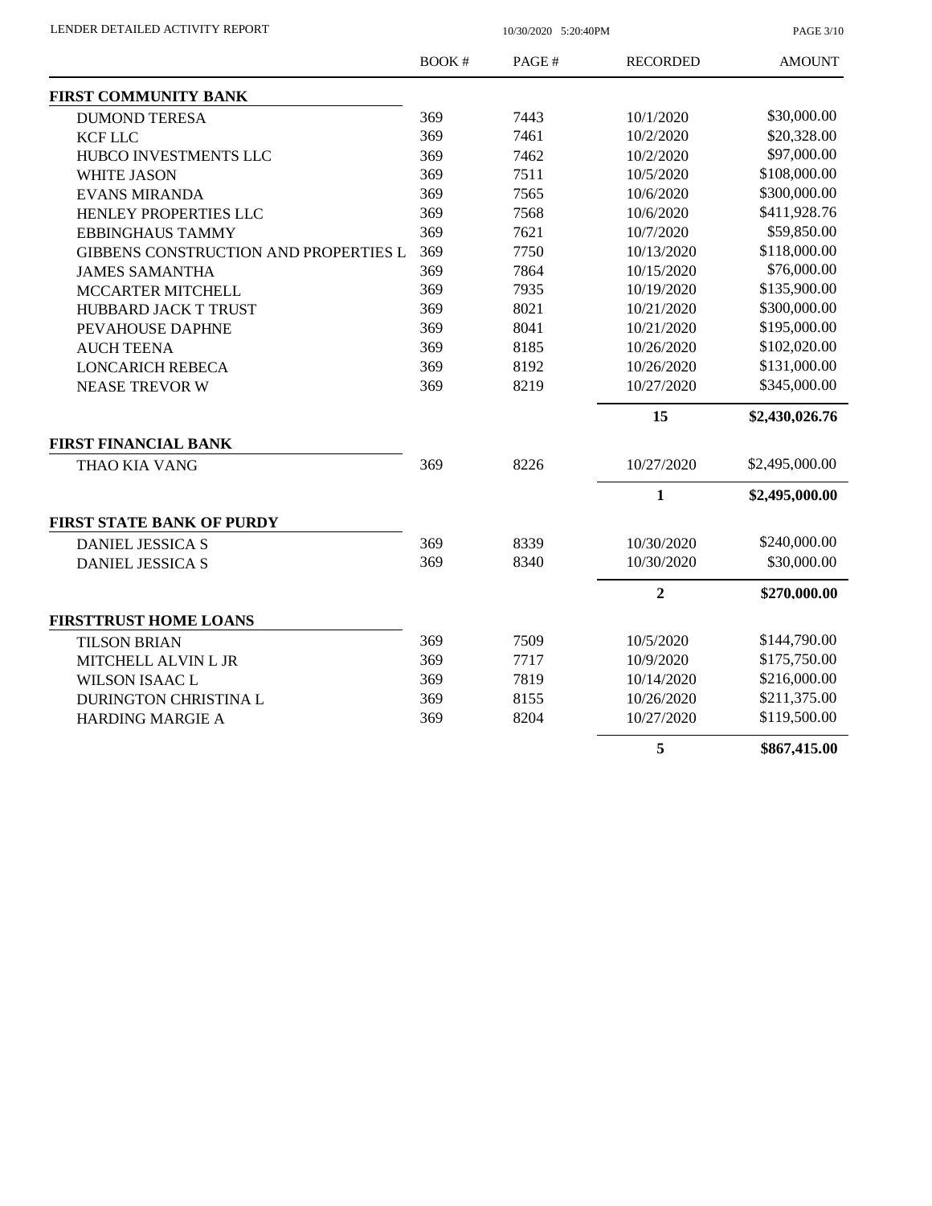# LENDER DETAILED ACTIVITY REPORT

10/30/2020 5:20:40PM

| | BOOK # | PAGE # | RECORDED | AMOUNT |
|---|---|---|---|---|
| **FIRST COMMUNITY BANK** | | | | |
| DUMOND TERESA | 369 | 7443 | 10/1/2020 | $30,000.00 |
| KCF LLC | 369 | 7461 | 10/2/2020 | $20,328.00 |
| HUBCO INVESTMENTS LLC | 369 | 7462 | 10/2/2020 | $97,000.00 |
| WHITE JASON | 369 | 7511 | 10/5/2020 | $108,000.00 |
| EVANS MIRANDA | 369 | 7565 | 10/6/2020 | $300,000.00 |
| HENLEY PROPERTIES LLC | 369 | 7568 | 10/6/2020 | $411,928.76 |
| EBBINGHAUS TAMMY | 369 | 7621 | 10/7/2020 | $59,850.00 |
| GIBBENS CONSTRUCTION AND PROPERTIES L | 369 | 7750 | 10/13/2020 | $118,000.00 |
| JAMES SAMANTHA | 369 | 7864 | 10/15/2020 | $76,000.00 |
| MCCARTER MITCHELL | 369 | 7935 | 10/19/2020 | $135,900.00 |
| HUBBARD JACK T TRUST | 369 | 8021 | 10/21/2020 | $300,000.00 |
| PEVAHOUSE DAPHNE | 369 | 8041 | 10/21/2020 | $195,000.00 |
| AUCH TEENA | 369 | 8185 | 10/26/2020 | $102,020.00 |
| LONCARICH REBECA | 369 | 8192 | 10/26/2020 | $131,000.00 |
| NEASE TREVOR W | 369 | 8219 | 10/27/2020 | $345,000.00 |
| | | | **15** | **$2,430,026.76** |
| **FIRST FINANCIAL BANK** | | | | |
| THAO KIA VANG | 369 | 8226 | 10/27/2020 | $2,495,000.00 |
| | | | **1** | **$2,495,000.00** |
| **FIRST STATE BANK OF PURDY** | | | | |
| DANIEL JESSICA S | 369 | 8339 | 10/30/2020 | $240,000.00 |
| DANIEL JESSICA S | 369 | 8340 | 10/30/2020 | $30,000.00 |
| | | | **2** | **$270,000.00** |
| **FIRSTTRUST HOME LOANS** | | | | |
| TILSON BRIAN | 369 | 7509 | 10/5/2020 | $144,790.00 |
| MITCHELL ALVIN L JR | 369 | 7717 | 10/9/2020 | $175,750.00 |
| WILSON ISAAC L | 369 | 7819 | 10/14/2020 | $216,000.00 |
| DURINGTON CHRISTINA L | 369 | 8155 | 10/26/2020 | $211,375.00 |
| HARDING MARGIE A | 369 | 8204 | 10/27/2020 | $119,500.00 |
| | | | **5** | **$867,415.00** |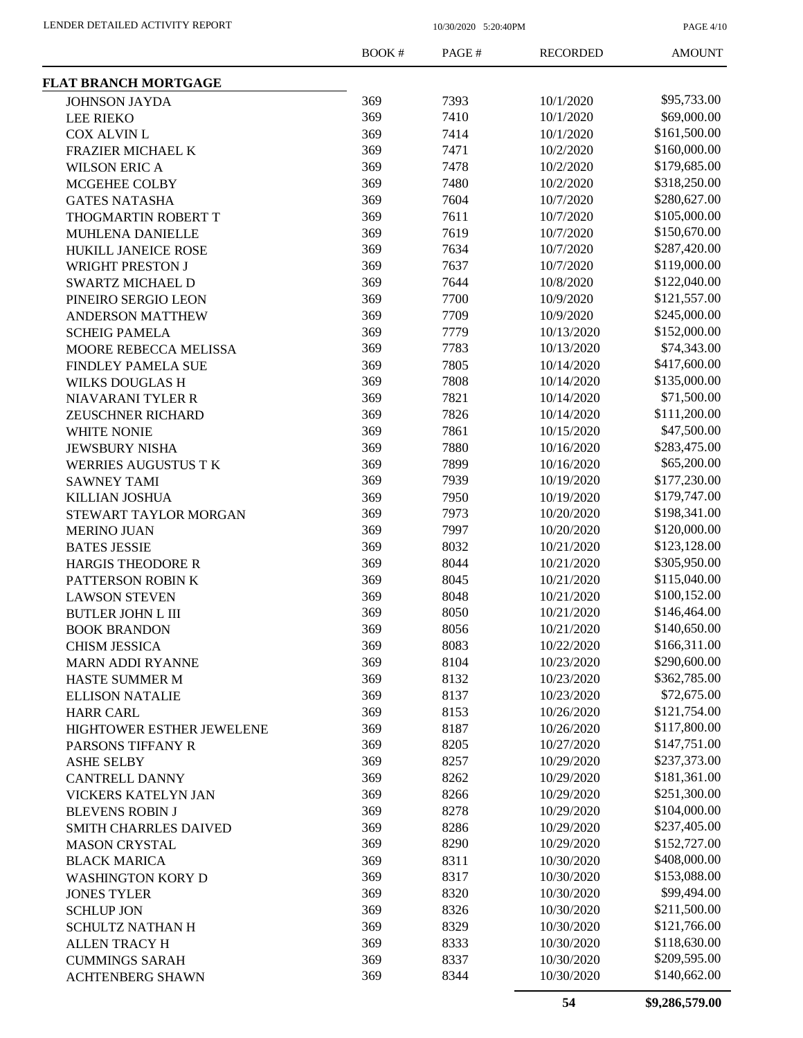LENDER DETAILED ACTIVITY REPORT

| | BOOK # | PAGE # | RECORDED | AMOUNT |
|---|---|---|---|---|
| **FLAT BRANCH MORTGAGE** | | | | |
| JOHNSON JAYDA | 369 | 7393 | 10/1/2020 | $95,733.00 |
| LEE RIEKO | 369 | 7410 | 10/1/2020 | $69,000.00 |
| COX ALVIN L | 369 | 7414 | 10/1/2020 | $161,500.00 |
| FRAZIER MICHAEL K | 369 | 7471 | 10/2/2020 | $160,000.00 |
| WILSON ERIC A | 369 | 7478 | 10/2/2020 | $179,685.00 |
| MCGEHEE COLBY | 369 | 7480 | 10/2/2020 | $318,250.00 |
| GATES NATASHA | 369 | 7604 | 10/7/2020 | $280,627.00 |
| THOGMARTIN ROBERT T | 369 | 7611 | 10/7/2020 | $105,000.00 |
| MUHLENA DANIELLE | 369 | 7619 | 10/7/2020 | $150,670.00 |
| HUKILL JANEICE ROSE | 369 | 7634 | 10/7/2020 | $287,420.00 |
| WRIGHT PRESTON J | 369 | 7637 | 10/7/2020 | $119,000.00 |
| SWARTZ MICHAEL D | 369 | 7644 | 10/8/2020 | $122,040.00 |
| PINEIRO SERGIO LEON | 369 | 7700 | 10/9/2020 | $121,557.00 |
| ANDERSON MATTHEW | 369 | 7709 | 10/9/2020 | $245,000.00 |
| SCHEIG PAMELA | 369 | 7779 | 10/13/2020 | $152,000.00 |
| MOORE REBECCA MELISSA | 369 | 7783 | 10/13/2020 | $74,343.00 |
| FINDLEY PAMELA SUE | 369 | 7805 | 10/14/2020 | $417,600.00 |
| WILKS DOUGLAS H | 369 | 7808 | 10/14/2020 | $135,000.00 |
| NIAVARANI TYLER R | 369 | 7821 | 10/14/2020 | $71,500.00 |
| ZEUSCHNER RICHARD | 369 | 7826 | 10/14/2020 | $111,200.00 |
| WHITE NONIE | 369 | 7861 | 10/15/2020 | $47,500.00 |
| JEWSBURY NISHA | 369 | 7880 | 10/16/2020 | $283,475.00 |
| WERRIES AUGUSTUS T K | 369 | 7899 | 10/16/2020 | $65,200.00 |
| SAWNEY TAMI | 369 | 7939 | 10/19/2020 | $177,230.00 |
| KILLIAN JOSHUA | 369 | 7950 | 10/19/2020 | $179,747.00 |
| STEWART TAYLOR MORGAN | 369 | 7973 | 10/20/2020 | $198,341.00 |
| MERINO JUAN | 369 | 7997 | 10/20/2020 | $120,000.00 |
| BATES JESSIE | 369 | 8032 | 10/21/2020 | $123,128.00 |
| HARGIS THEODORE R | 369 | 8044 | 10/21/2020 | $305,950.00 |
| PATTERSON ROBIN K | 369 | 8045 | 10/21/2020 | $115,040.00 |
| LAWSON STEVEN | 369 | 8048 | 10/21/2020 | $100,152.00 |
| BUTLER JOHN L III | 369 | 8050 | 10/21/2020 | $146,464.00 |
| BOOK BRANDON | 369 | 8056 | 10/21/2020 | $140,650.00 |
| CHISM JESSICA | 369 | 8083 | 10/22/2020 | $166,311.00 |
| MARN ADDI RYANNE | 369 | 8104 | 10/23/2020 | $290,600.00 |
| HASTE SUMMER M | 369 | 8132 | 10/23/2020 | $362,785.00 |
| ELLISON NATALIE | 369 | 8137 | 10/23/2020 | $72,675.00 |
| HARR CARL | 369 | 8153 | 10/26/2020 | $121,754.00 |
| HIGHTOWER ESTHER JEWELENE | 369 | 8187 | 10/26/2020 | $117,800.00 |
| PARSONS TIFFANY R | 369 | 8205 | 10/27/2020 | $147,751.00 |
| ASHE SELBY | 369 | 8257 | 10/29/2020 | $237,373.00 |
| CANTRELL DANNY | 369 | 8262 | 10/29/2020 | $181,361.00 |
| VICKERS KATELYN JAN | 369 | 8266 | 10/29/2020 | $251,300.00 |
| BLEVENS ROBIN J | 369 | 8278 | 10/29/2020 | $104,000.00 |
| SMITH CHARRLES DAIVED | 369 | 8286 | 10/29/2020 | $237,405.00 |
| MASON CRYSTAL | 369 | 8290 | 10/29/2020 | $152,727.00 |
| BLACK MARICA | 369 | 8311 | 10/30/2020 | $408,000.00 |
| WASHINGTON KORY D | 369 | 8317 | 10/30/2020 | $153,088.00 |
| JONES TYLER | 369 | 8320 | 10/30/2020 | $99,494.00 |
| SCHLUP JON | 369 | 8326 | 10/30/2020 | $211,500.00 |
| SCHULTZ NATHAN H | 369 | 8329 | 10/30/2020 | $121,766.00 |
| ALLEN TRACY H | 369 | 8333 | 10/30/2020 | $118,630.00 |
| CUMMINGS SARAH | 369 | 8337 | 10/30/2020 | $209,595.00 |
| ACHTENBERG SHAWN | 369 | 8344 | 10/30/2020 | $140,662.00 |
| | | | **54** | **$9,286,579.00** |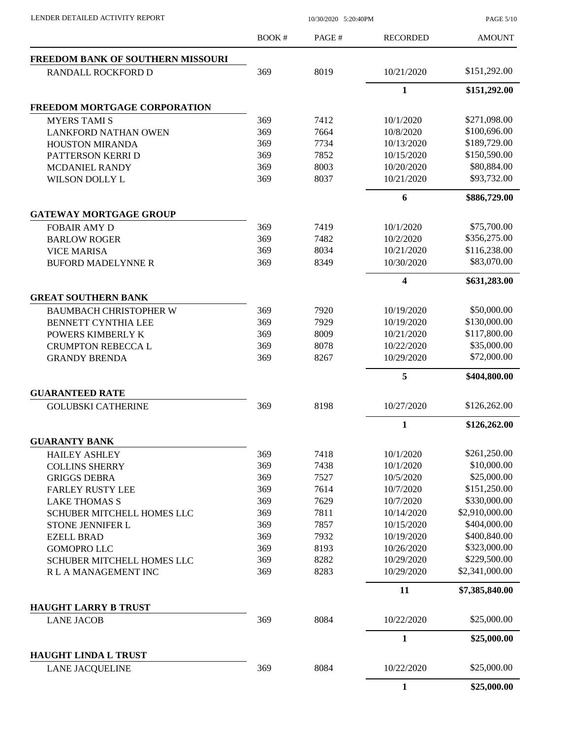| | BOOK # | PAGE # | RECORDED | AMOUNT |
|---|---|---|---|---|
| **FREEDOM BANK OF SOUTHERN MISSOURI** | | | | |
| RANDALL ROCKFORD D | 369 | 8019 | 10/21/2020 | $151,292.00 |
| | | | **1** | **$151,292.00** |
| **FREEDOM MORTGAGE CORPORATION** | | | | |
| MYERS TAMI S | 369 | 7412 | 10/1/2020 | $271,098.00 |
| LANKFORD NATHAN OWEN | 369 | 7664 | 10/8/2020 | $100,696.00 |
| HOUSTON MIRANDA | 369 | 7734 | 10/13/2020 | $189,729.00 |
| PATTERSON KERRI D | 369 | 7852 | 10/15/2020 | $150,590.00 |
| MCDANIEL RANDY | 369 | 8003 | 10/20/2020 | $80,884.00 |
| WILSON DOLLY L | 369 | 8037 | 10/21/2020 | $93,732.00 |
| | | | **6** | **$886,729.00** |
| **GATEWAY MORTGAGE GROUP** | | | | |
| FOBAIR AMY D | 369 | 7419 | 10/1/2020 | $75,700.00 |
| BARLOW ROGER | 369 | 7482 | 10/2/2020 | $356,275.00 |
| VICE MARISA | 369 | 8034 | 10/21/2020 | $116,238.00 |
| BUFORD MADELYNNE R | 369 | 8349 | 10/30/2020 | $83,070.00 |
| | | | **4** | **$631,283.00** |
| **GREAT SOUTHERN BANK** | | | | |
| BAUMBACH CHRISTOPHER W | 369 | 7920 | 10/19/2020 | $50,000.00 |
| BENNETT CYNTHIA LEE | 369 | 7929 | 10/19/2020 | $130,000.00 |
| POWERS KIMBERLY K | 369 | 8009 | 10/21/2020 | $117,800.00 |
| CRUMPTON REBECCA L | 369 | 8078 | 10/22/2020 | $35,000.00 |
| GRANDY BRENDA | 369 | 8267 | 10/29/2020 | $72,000.00 |
| | | | **5** | **$404,800.00** |
| **GUARANTEED RATE** | | | | |
| GOLUBSKI CATHERINE | 369 | 8198 | 10/27/2020 | $126,262.00 |
| | | | **1** | **$126,262.00** |
| **GUARANTY BANK** | | | | |
| HAILEY ASHLEY | 369 | 7418 | 10/1/2020 | $261,250.00 |
| COLLINS SHERRY | 369 | 7438 | 10/1/2020 | $10,000.00 |
| GRIGGS DEBRA | 369 | 7527 | 10/5/2020 | $25,000.00 |
| FARLEY RUSTY LEE | 369 | 7614 | 10/7/2020 | $151,250.00 |
| LAKE THOMAS S | 369 | 7629 | 10/7/2020 | $330,000.00 |
| SCHUBER MITCHELL HOMES LLC | 369 | 7811 | 10/14/2020 | $2,910,000.00 |
| STONE JENNIFER L | 369 | 7857 | 10/15/2020 | $404,000.00 |
| EZELL BRAD | 369 | 7932 | 10/19/2020 | $400,840.00 |
| GOMOPRO LLC | 369 | 8193 | 10/26/2020 | $323,000.00 |
| SCHUBER MITCHELL HOMES LLC | 369 | 8282 | 10/29/2020 | $229,500.00 |
| R L A MANAGEMENT INC | 369 | 8283 | 10/29/2020 | $2,341,000.00 |
| | | | **11** | **$7,385,840.00** |
| **HAUGHT LARRY B TRUST** | | | | |
| LANE JACOB | 369 | 8084 | 10/22/2020 | $25,000.00 |
| | | | **1** | **$25,000.00** |
| **HAUGHT LINDA L TRUST** | | | | |
| LANE JACQUELINE | 369 | 8084 | 10/22/2020 | $25,000.00 |
| | | | **1** | **$25,000.00** |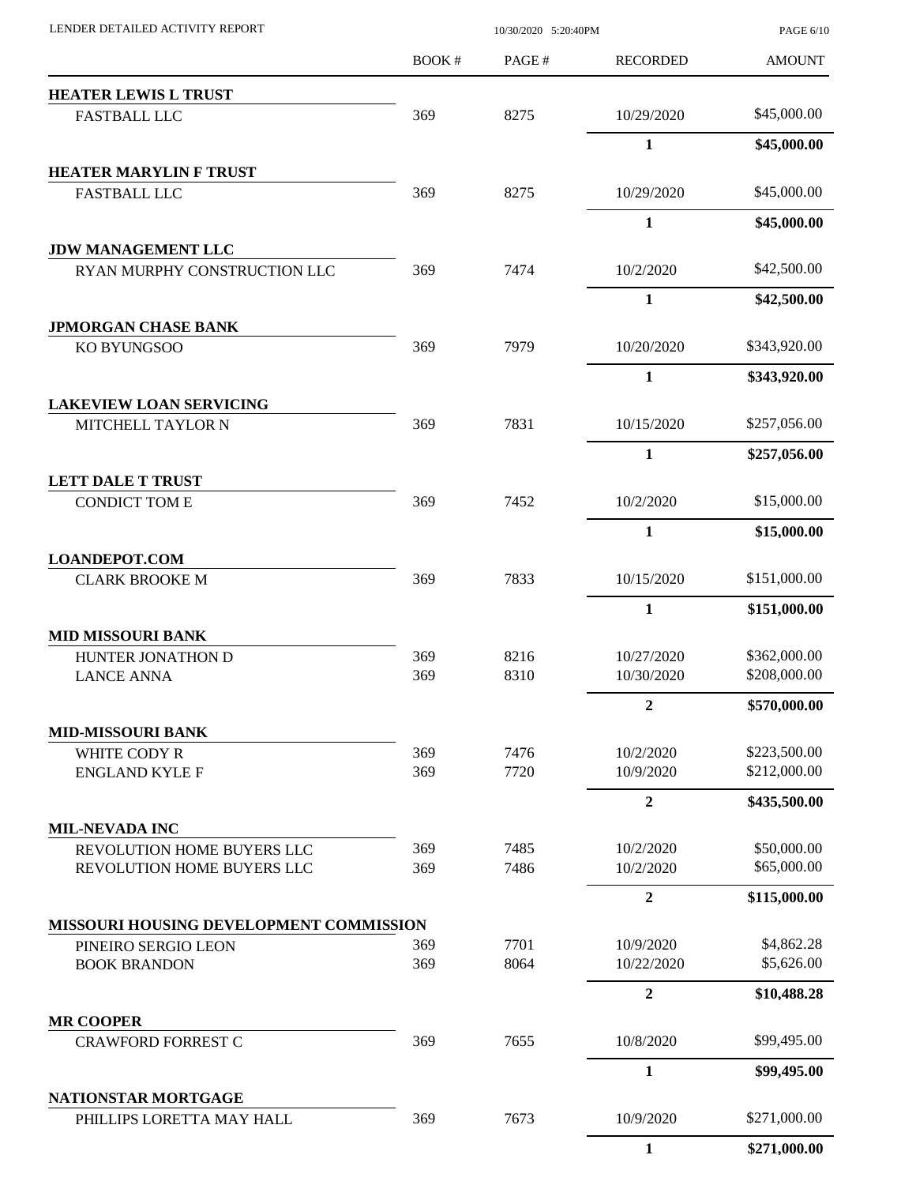LENDER DETAILED ACTIVITY REPORT

10/30/2020 5:20:40PM

| | BOOK # | PAGE # | RECORDED | AMOUNT |
|---|---|---|---|---|
| **HEATER LEWIS L TRUST** | | | | |
| FASTBALL LLC | 369 | 8275 | 10/29/2020 | $45,000.00 |
| | | | **1** | **$45,000.00** |
| **HEATER MARYLIN F TRUST** | | | | |
| FASTBALL LLC | 369 | 8275 | 10/29/2020 | $45,000.00 |
| | | | **1** | **$45,000.00** |
| **JDW MANAGEMENT LLC** | | | | |
| RYAN MURPHY CONSTRUCTION LLC | 369 | 7474 | 10/2/2020 | $42,500.00 |
| | | | **1** | **$42,500.00** |
| **JPMORGAN CHASE BANK** | | | | |
| KO BYUNGSOO | 369 | 7979 | 10/20/2020 | $343,920.00 |
| | | | **1** | **$343,920.00** |
| **LAKEVIEW LOAN SERVICING** | | | | |
| MITCHELL TAYLOR N | 369 | 7831 | 10/15/2020 | $257,056.00 |
| | | | **1** | **$257,056.00** |
| **LETT DALE T TRUST** | | | | |
| CONDICT TOM E | 369 | 7452 | 10/2/2020 | $15,000.00 |
| | | | **1** | **$15,000.00** |
| **LOANDEPOT.COM** | | | | |
| CLARK BROOKE M | 369 | 7833 | 10/15/2020 | $151,000.00 |
| | | | **1** | **$151,000.00** |
| **MID MISSOURI BANK** | | | | |
| HUNTER JONATHON D | 369 | 8216 | 10/27/2020 | $362,000.00 |
| LANCE ANNA | 369 | 8310 | 10/30/2020 | $208,000.00 |
| | | | **2** | **$570,000.00** |
| **MID-MISSOURI BANK** | | | | |
| WHITE CODY R | 369 | 7476 | 10/2/2020 | $223,500.00 |
| ENGLAND KYLE F | 369 | 7720 | 10/9/2020 | $212,000.00 |
| | | | **2** | **$435,500.00** |
| **MIL-NEVADA INC** | | | | |
| REVOLUTION HOME BUYERS LLC | 369 | 7485 | 10/2/2020 | $50,000.00 |
| REVOLUTION HOME BUYERS LLC | 369 | 7486 | 10/2/2020 | $65,000.00 |
| | | | **2** | **$115,000.00** |
| **MISSOURI HOUSING DEVELOPMENT COMMISSION** | | | | |
| PINEIRO SERGIO LEON | 369 | 7701 | 10/9/2020 | $4,862.28 |
| BOOK BRANDON | 369 | 8064 | 10/22/2020 | $5,626.00 |
| | | | **2** | **$10,488.28** |
| **MR COOPER** | | | | |
| CRAWFORD FORREST C | 369 | 7655 | 10/8/2020 | $99,495.00 |
| | | | **1** | **$99,495.00** |
| **NATIONSTAR MORTGAGE** | | | | |
| PHILLIPS LORETTA MAY HALL | 369 | 7673 | 10/9/2020 | $271,000.00 |
| | | | **1** | **$271,000.00** |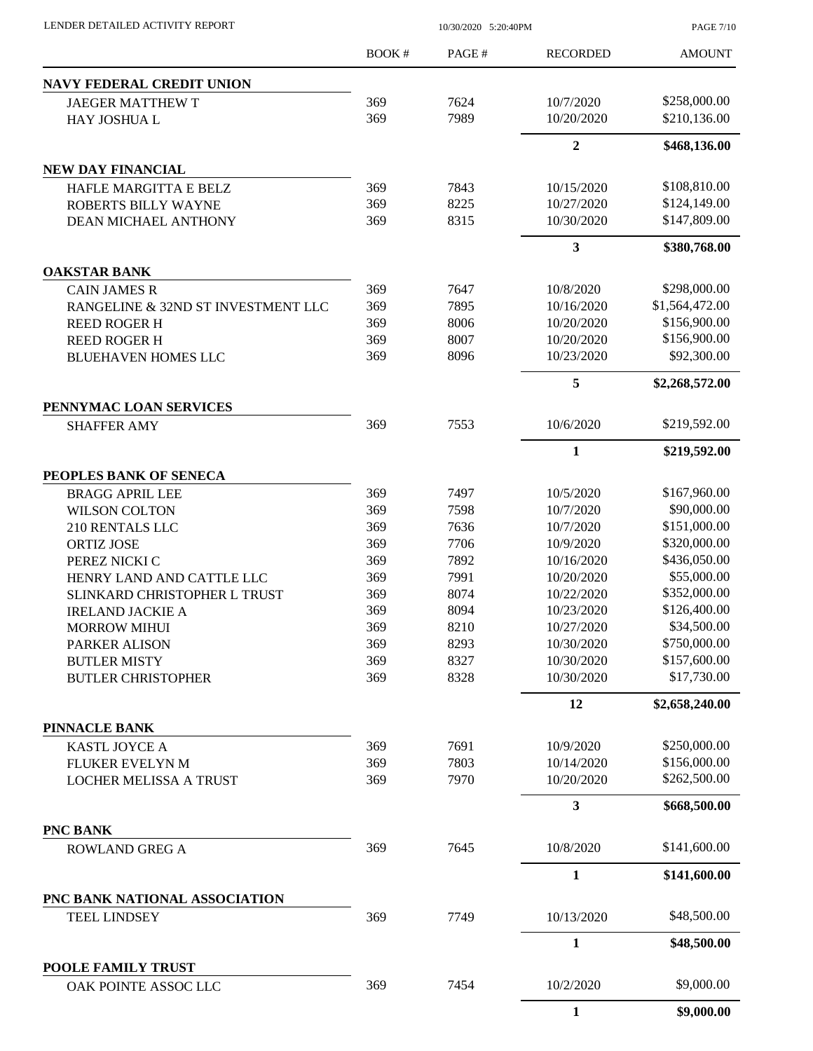| | BOOK # | PAGE # | RECORDED | AMOUNT |
|---|---|---|---|---|
| **NAVY FEDERAL CREDIT UNION** | | | | |
| JAEGER MATTHEW T | 369 | 7624 | 10/7/2020 | $258,000.00 |
| HAY JOSHUA L | 369 | 7989 | 10/20/2020 | $210,136.00 |
| | | | **2** | **$468,136.00** |
| **NEW DAY FINANCIAL** | | | | |
| HAFLE MARGITTA E BELZ | 369 | 7843 | 10/15/2020 | $108,810.00 |
| ROBERTS BILLY WAYNE | 369 | 8225 | 10/27/2020 | $124,149.00 |
| DEAN MICHAEL ANTHONY | 369 | 8315 | 10/30/2020 | $147,809.00 |
| | | | **3** | **$380,768.00** |
| **OAKSTAR BANK** | | | | |
| CAIN JAMES R | 369 | 7647 | 10/8/2020 | $298,000.00 |
| RANGELINE & 32ND ST INVESTMENT LLC | 369 | 7895 | 10/16/2020 | $1,564,472.00 |
| REED ROGER H | 369 | 8006 | 10/20/2020 | $156,900.00 |
| REED ROGER H | 369 | 8007 | 10/20/2020 | $156,900.00 |
| BLUEHAVEN HOMES LLC | 369 | 8096 | 10/23/2020 | $92,300.00 |
| | | | **5** | **$2,268,572.00** |
| **PENNYMAC LOAN SERVICES** | | | | |
| SHAFFER AMY | 369 | 7553 | 10/6/2020 | $219,592.00 |
| | | | **1** | **$219,592.00** |
| **PEOPLES BANK OF SENECA** | | | | |
| BRAGG APRIL LEE | 369 | 7497 | 10/5/2020 | $167,960.00 |
| WILSON COLTON | 369 | 7598 | 10/7/2020 | $90,000.00 |
| 210 RENTALS LLC | 369 | 7636 | 10/7/2020 | $151,000.00 |
| ORTIZ JOSE | 369 | 7706 | 10/9/2020 | $320,000.00 |
| PEREZ NICKI C | 369 | 7892 | 10/16/2020 | $436,050.00 |
| HENRY LAND AND CATTLE LLC | 369 | 7991 | 10/20/2020 | $55,000.00 |
| SLINKARD CHRISTOPHER L TRUST | 369 | 8074 | 10/22/2020 | $352,000.00 |
| IRELAND JACKIE A | 369 | 8094 | 10/23/2020 | $126,400.00 |
| MORROW MIHUI | 369 | 8210 | 10/27/2020 | $34,500.00 |
| PARKER ALISON | 369 | 8293 | 10/30/2020 | $750,000.00 |
| BUTLER MISTY | 369 | 8327 | 10/30/2020 | $157,600.00 |
| BUTLER CHRISTOPHER | 369 | 8328 | 10/30/2020 | $17,730.00 |
| | | | **12** | **$2,658,240.00** |
| **PINNACLE BANK** | | | | |
| KASTL JOYCE A | 369 | 7691 | 10/9/2020 | $250,000.00 |
| FLUKER EVELYN M | 369 | 7803 | 10/14/2020 | $156,000.00 |
| LOCHER MELISSA A TRUST | 369 | 7970 | 10/20/2020 | $262,500.00 |
| | | | **3** | **$668,500.00** |
| **PNC BANK** | | | | |
| ROWLAND GREG A | 369 | 7645 | 10/8/2020 | $141,600.00 |
| | | | **1** | **$141,600.00** |
| **PNC BANK NATIONAL ASSOCIATION** | | | | |
| TEEL LINDSEY | 369 | 7749 | 10/13/2020 | $48,500.00 |
| | | | **1** | **$48,500.00** |
| **POOLE FAMILY TRUST** | | | | |
| OAK POINTE ASSOC LLC | 369 | 7454 | 10/2/2020 | $9,000.00 |
| | | | **1** | **$9,000.00** |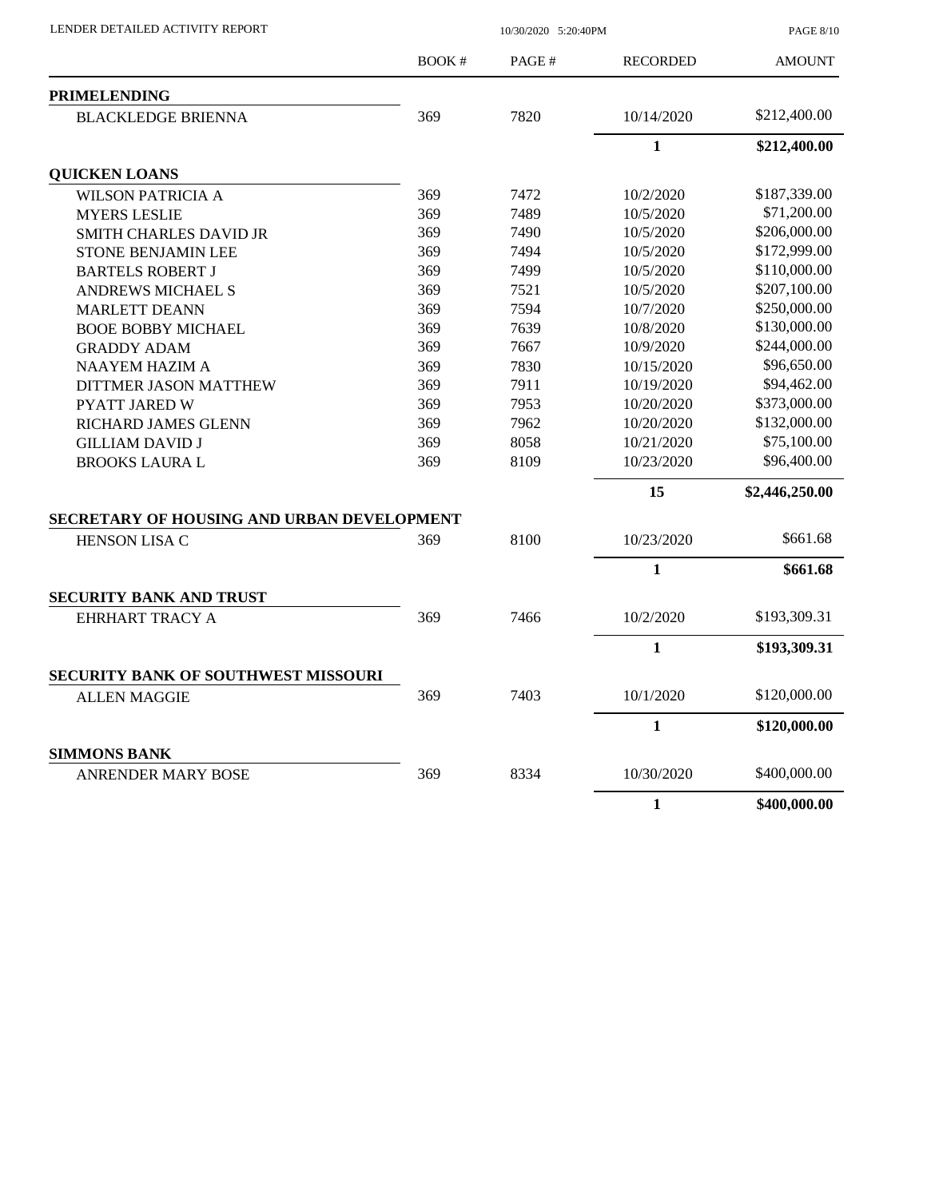| | BOOK # | PAGE # | RECORDED | AMOUNT |
|---|---|---|---|---|
| **PRIMELENDING** | | | | |
| BLACKLEDGE BRIENNA | 369 | 7820 | 10/14/2020 | $212,400.00 |
| | | | **1** | **$212,400.00** |
| **QUICKEN LOANS** | | | | |
| WILSON PATRICIA A | 369 | 7472 | 10/2/2020 | $187,339.00 |
| MYERS LESLIE | 369 | 7489 | 10/5/2020 | $71,200.00 |
| SMITH CHARLES DAVID JR | 369 | 7490 | 10/5/2020 | $206,000.00 |
| STONE BENJAMIN LEE | 369 | 7494 | 10/5/2020 | $172,999.00 |
| BARTELS ROBERT J | 369 | 7499 | 10/5/2020 | $110,000.00 |
| ANDREWS MICHAEL S | 369 | 7521 | 10/5/2020 | $207,100.00 |
| MARLETT DEANN | 369 | 7594 | 10/7/2020 | $250,000.00 |
| BOOE BOBBY MICHAEL | 369 | 7639 | 10/8/2020 | $130,000.00 |
| GRADDY ADAM | 369 | 7667 | 10/9/2020 | $244,000.00 |
| NAAYEM HAZIM A | 369 | 7830 | 10/15/2020 | $96,650.00 |
| DITTMER JASON MATTHEW | 369 | 7911 | 10/19/2020 | $94,462.00 |
| PYATT JARED W | 369 | 7953 | 10/20/2020 | $373,000.00 |
| RICHARD JAMES GLENN | 369 | 7962 | 10/20/2020 | $132,000.00 |
| GILLIAM DAVID J | 369 | 8058 | 10/21/2020 | $75,100.00 |
| BROOKS LAURA L | 369 | 8109 | 10/23/2020 | $96,400.00 |
| | | | **15** | **$2,446,250.00** |
| **SECRETARY OF HOUSING AND URBAN DEVELOPMENT** | | | | |
| HENSON LISA C | 369 | 8100 | 10/23/2020 | $661.68 |
| | | | **1** | **$661.68** |
| **SECURITY BANK AND TRUST** | | | | |
| EHRHART TRACY A | 369 | 7466 | 10/2/2020 | $193,309.31 |
| | | | **1** | **$193,309.31** |
| **SECURITY BANK OF SOUTHWEST MISSOURI** | | | | |
| ALLEN MAGGIE | 369 | 7403 | 10/1/2020 | $120,000.00 |
| | | | **1** | **$120,000.00** |
| **SIMMONS BANK** | | | | |
| ANRENDER MARY BOSE | 369 | 8334 | 10/30/2020 | $400,000.00 |
| | | | **1** | **$400,000.00** |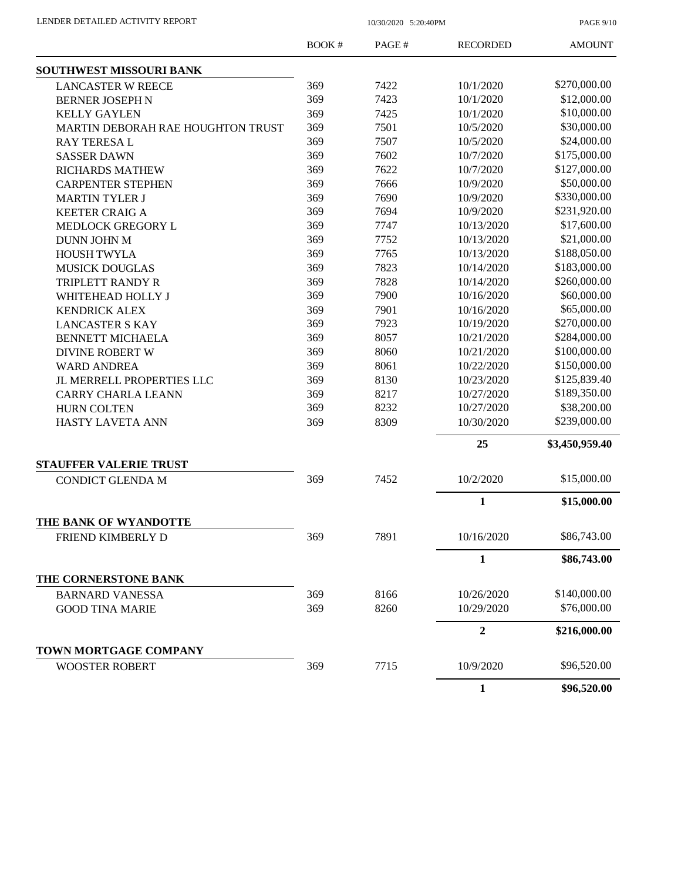# LENDER DETAILED ACTIVITY REPORT

10/30/2020 5:20:40PM

| | BOOK # | PAGE # | RECORDED | AMOUNT |
|---|---|---|---|---|
| **SOUTHWEST MISSOURI BANK** | | | | |
| LANCASTER W REECE | 369 | 7422 | 10/1/2020 | $270,000.00 |
| BERNER JOSEPH N | 369 | 7423 | 10/1/2020 | $12,000.00 |
| KELLY GAYLEN | 369 | 7425 | 10/1/2020 | $10,000.00 |
| MARTIN DEBORAH RAE HOUGHTON TRUST | 369 | 7501 | 10/5/2020 | $30,000.00 |
| RAY TERESA L | 369 | 7507 | 10/5/2020 | $24,000.00 |
| SASSER DAWN | 369 | 7602 | 10/7/2020 | $175,000.00 |
| RICHARDS MATHEW | 369 | 7622 | 10/7/2020 | $127,000.00 |
| CARPENTER STEPHEN | 369 | 7666 | 10/9/2020 | $50,000.00 |
| MARTIN TYLER J | 369 | 7690 | 10/9/2020 | $330,000.00 |
| KEETER CRAIG A | 369 | 7694 | 10/9/2020 | $231,920.00 |
| MEDLOCK GREGORY L | 369 | 7747 | 10/13/2020 | $17,600.00 |
| DUNN JOHN M | 369 | 7752 | 10/13/2020 | $21,000.00 |
| HOUSH TWYLA | 369 | 7765 | 10/13/2020 | $188,050.00 |
| MUSICK DOUGLAS | 369 | 7823 | 10/14/2020 | $183,000.00 |
| TRIPLETT RANDY R | 369 | 7828 | 10/14/2020 | $260,000.00 |
| WHITEHEAD HOLLY J | 369 | 7900 | 10/16/2020 | $60,000.00 |
| KENDRICK ALEX | 369 | 7901 | 10/16/2020 | $65,000.00 |
| LANCASTER S KAY | 369 | 7923 | 10/19/2020 | $270,000.00 |
| BENNETT MICHAELA | 369 | 8057 | 10/21/2020 | $284,000.00 |
| DIVINE ROBERT W | 369 | 8060 | 10/21/2020 | $100,000.00 |
| WARD ANDREA | 369 | 8061 | 10/22/2020 | $150,000.00 |
| JL MERRELL PROPERTIES LLC | 369 | 8130 | 10/23/2020 | $125,839.40 |
| CARRY CHARLA LEANN | 369 | 8217 | 10/27/2020 | $189,350.00 |
| HURN COLTEN | 369 | 8232 | 10/27/2020 | $38,200.00 |
| HASTY LAVETA ANN | 369 | 8309 | 10/30/2020 | $239,000.00 |
| | | | **25** | **$3,450,959.40** |
| **STAUFFER VALERIE TRUST** | | | | |
| CONDICT GLENDA M | 369 | 7452 | 10/2/2020 | $15,000.00 |
| | | | **1** | **$15,000.00** |
| **THE BANK OF WYANDOTTE** | | | | |
| FRIEND KIMBERLY D | 369 | 7891 | 10/16/2020 | $86,743.00 |
| | | | **1** | **$86,743.00** |
| **THE CORNERSTONE BANK** | | | | |
| BARNARD VANESSA | 369 | 8166 | 10/26/2020 | $140,000.00 |
| GOOD TINA MARIE | 369 | 8260 | 10/29/2020 | $76,000.00 |
| | | | **2** | **$216,000.00** |
| **TOWN MORTGAGE COMPANY** | | | | |
| WOOSTER ROBERT | 369 | 7715 | 10/9/2020 | $96,520.00 |
| | | | **1** | **$96,520.00** |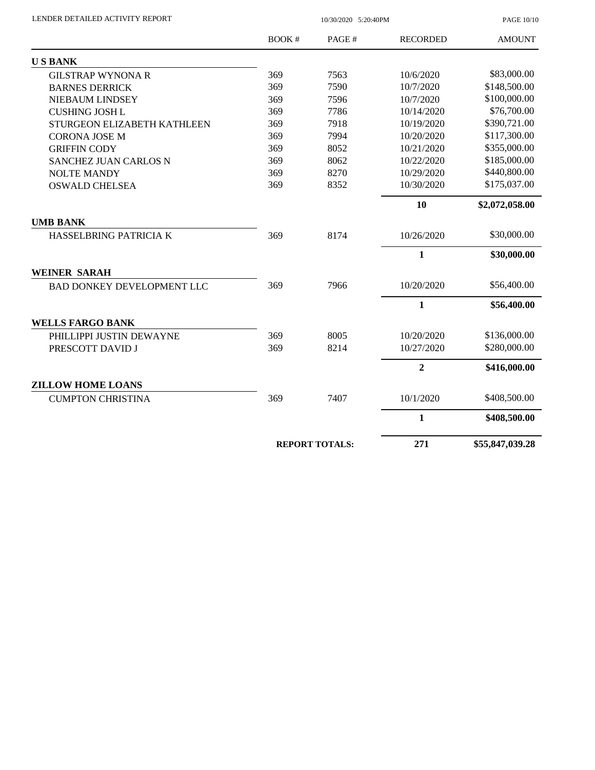| | BOOK # | PAGE # | RECORDED | AMOUNT |
|---|---|---|---|---|
| **U S BANK** | | | | |
| GILSTRAP WYNONA R | 369 | 7563 | 10/6/2020 | $83,000.00 |
| BARNES DERRICK | 369 | 7590 | 10/7/2020 | $148,500.00 |
| NIEBAUM LINDSEY | 369 | 7596 | 10/7/2020 | $100,000.00 |
| CUSHING JOSH L | 369 | 7786 | 10/14/2020 | $76,700.00 |
| STURGEON ELIZABETH KATHLEEN | 369 | 7918 | 10/19/2020 | $390,721.00 |
| CORONA JOSE M | 369 | 7994 | 10/20/2020 | $117,300.00 |
| GRIFFIN CODY | 369 | 8052 | 10/21/2020 | $355,000.00 |
| SANCHEZ JUAN CARLOS N | 369 | 8062 | 10/22/2020 | $185,000.00 |
| NOLTE MANDY | 369 | 8270 | 10/29/2020 | $440,800.00 |
| OSWALD CHELSEA | 369 | 8352 | 10/30/2020 | $175,037.00 |
| | | | **10** | **$2,072,058.00** |
| **UMB BANK** | | | | |
| HASSELBRING PATRICIA K | 369 | 8174 | 10/26/2020 | $30,000.00 |
| | | | **1** | **$30,000.00** |
| **WEINER SARAH** | | | | |
| BAD DONKEY DEVELOPMENT LLC | 369 | 7966 | 10/20/2020 | $56,400.00 |
| | | | **1** | **$56,400.00** |
| **WELLS FARGO BANK** | | | | |
| PHILLIPPI JUSTIN DEWAYNE | 369 | 8005 | 10/20/2020 | $136,000.00 |
| PRESCOTT DAVID J | 369 | 8214 | 10/27/2020 | $280,000.00 |
| | | | **2** | **$416,000.00** |
| **ZILLOW HOME LOANS** | | | | |
| CUMPTON CHRISTINA | 369 | 7407 | 10/1/2020 | $408,500.00 |
| | | | **1** | **$408,500.00** |
| | **REPORT TOTALS:** | | **271** | **$55,847,039.28** |